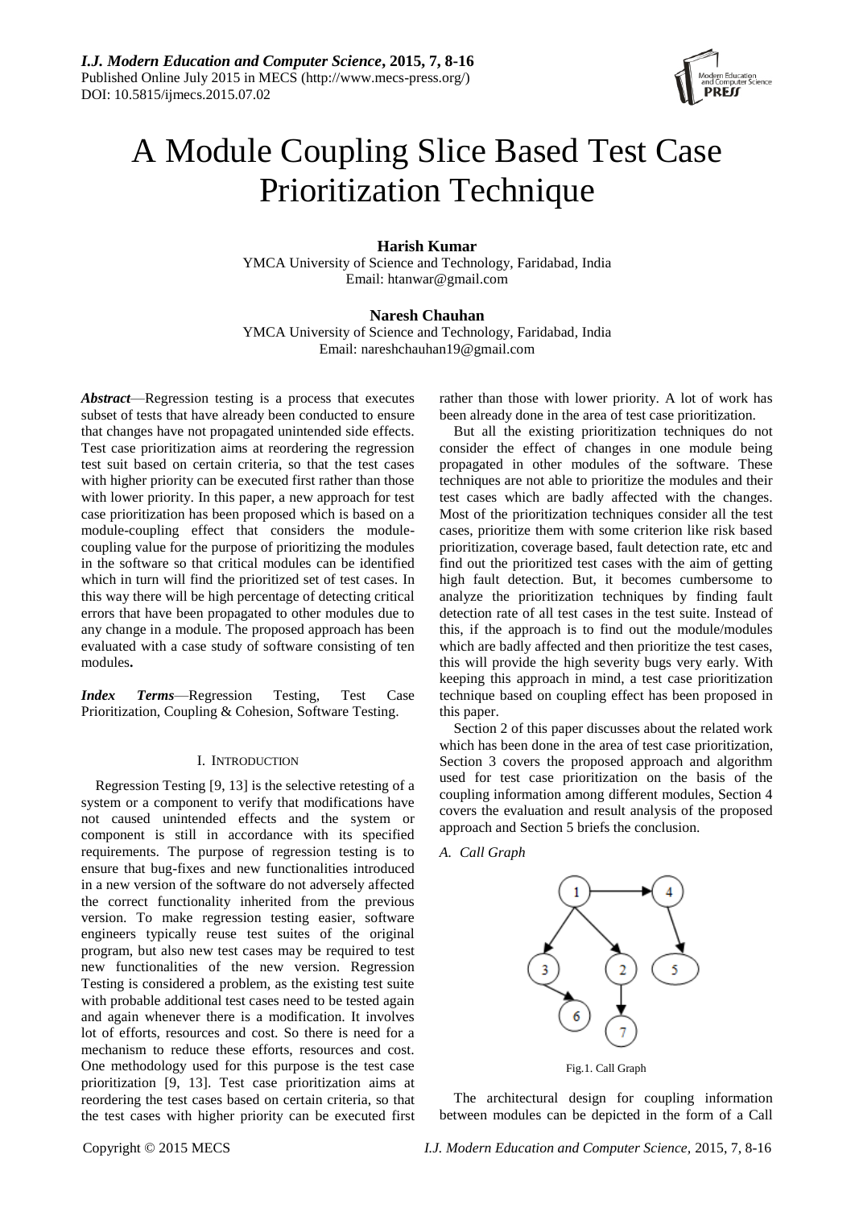# A Module Coupling Slice Based Test Case Prioritization Technique

**Harish Kumar**
YMCA University of Science and Technology, Faridabad, India
Email: htanwar@gmail.com

**Naresh Chauhan**
YMCA University of Science and Technology, Faridabad, India
Email: nareshchauhan19@gmail.com

***Abstract*****—**Regression testing is a process that executes subset of tests that have already been conducted to ensure that changes have not propagated unintended side effects. Test case prioritization aims at reordering the regression test suit based on certain criteria, so that the test cases with higher priority can be executed first rather than those with lower priority. In this paper, a new approach for test case prioritization has been proposed which is based on a module-coupling effect that considers the module-coupling value for the purpose of prioritizing the modules in the software so that critical modules can be identified which in turn will find the prioritized set of test cases. In this way there will be high percentage of detecting critical errors that have been propagated to other modules due to any change in a module. The proposed approach has been evaluated with a case study of software consisting of ten modules**.**

***Index Terms*****—**Regression Testing, Test Case Prioritization, Coupling & Cohesion, Software Testing.

## I. Introduction

Regression Testing [9, 13] is the selective retesting of a system or a component to verify that modifications have not caused unintended effects and the system or component is still in accordance with its specified requirements. The purpose of regression testing is to ensure that bug-fixes and new functionalities introduced in a new version of the software do not adversely affected the correct functionality inherited from the previous version. To make regression testing easier, software engineers typically reuse test suites of the original program, but also new test cases may be required to test new functionalities of the new version. Regression Testing is considered a problem, as the existing test suite with probable additional test cases need to be tested again and again whenever there is a modification. It involves lot of efforts, resources and cost. So there is need for a mechanism to reduce these efforts, resources and cost. One methodology used for this purpose is the test case prioritization [9, 13]. Test case prioritization aims at reordering the test cases based on certain criteria, so that the test cases with higher priority can be executed first rather than those with lower priority. A lot of work has been already done in the area of test case prioritization.

But all the existing prioritization techniques do not consider the effect of changes in one module being propagated in other modules of the software. These techniques are not able to prioritize the modules and their test cases which are badly affected with the changes. Most of the prioritization techniques consider all the test cases, prioritize them with some criterion like risk based prioritization, coverage based, fault detection rate, etc and find out the prioritized test cases with the aim of getting high fault detection. But, it becomes cumbersome to analyze the prioritization techniques by finding fault detection rate of all test cases in the test suite. Instead of this, if the approach is to find out the module/modules which are badly affected and then prioritize the test cases, this will provide the high severity bugs very early. With keeping this approach in mind, a test case prioritization technique based on coupling effect has been proposed in this paper.

Section 2 of this paper discusses about the related work which has been done in the area of test case prioritization, Section 3 covers the proposed approach and algorithm used for test case prioritization on the basis of the coupling information among different modules, Section 4 covers the evaluation and result analysis of the proposed approach and Section 5 briefs the conclusion.

### *A. Call Graph*

Fig.1. Call Graph

The architectural design for coupling information between modules can be depicted in the form of a Call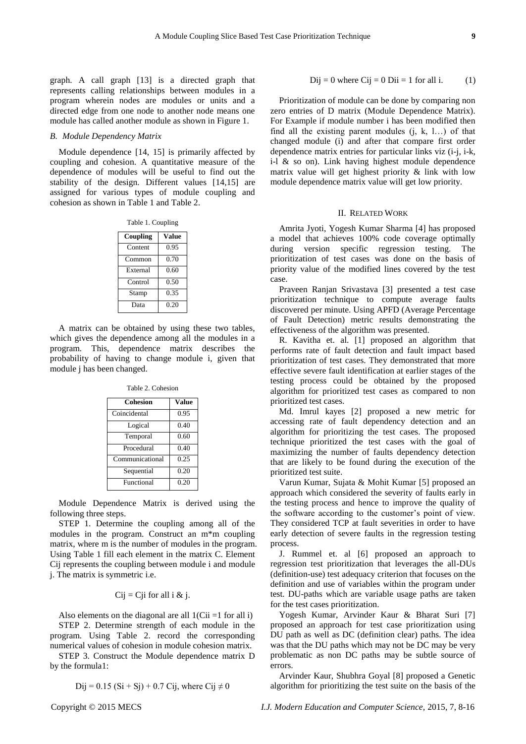graph. A call graph [13] is a directed graph that represents calling relationships between modules in a program wherein nodes are modules or units and a directed edge from one node to another node means one module has called another module as shown in Figure 1.

### *B. Module Dependency Matrix*

Module dependence [14, 15] is primarily affected by coupling and cohesion. A quantitative measure of the dependence of modules will be useful to find out the stability of the design. Different values [14,15] are assigned for various types of module coupling and cohesion as shown in Table 1 and Table 2.

Table 1. Coupling

| Coupling | Value |
|---|---|
| Content | 0.95 |
| Common | 0.70 |
| External | 0.60 |
| Control | 0.50 |
| Stamp | 0.35 |
| Data | 0.20 |

A matrix can be obtained by using these two tables, which gives the dependence among all the modules in a program. This, dependence matrix describes the probability of having to change module i, given that module j has been changed.

Table 2. Cohesion

| Cohesion | Value |
|---|---|
| Coincidental | 0.95 |
| Logical | 0.40 |
| Temporal | 0.60 |
| Procedural | 0.40 |
| Communicational | 0.25 |
| Sequential | 0.20 |
| Functional | 0.20 |

Module Dependence Matrix is derived using the following three steps.

STEP 1. Determine the coupling among all of the modules in the program. Construct an m*m coupling matrix, where m is the number of modules in the program. Using Table 1 fill each element in the matrix C. Element $C_{ij}$ represents the coupling between module i and module j. The matrix is symmetric i.e.

$$C_{ij} = C_{ji} \text{ for all } i \text{ \& } j.$$

Also elements on the diagonal are all 1($C_{ii}$ =1 for all i)

STEP 2. Determine strength of each module in the program. Using Table 2. record the corresponding numerical values of cohesion in module cohesion matrix.

STEP 3. Construct the Module dependence matrix D by the formula1:

$$D_{ij} = 0.15\,(S_i + S_j) + 0.7\,C_{ij}, \text{ where } C_{ij} \neq 0$$

$$D_{ij} = 0 \text{ where } C_{ij} = 0 \quad D_{ii} = 1 \text{ for all i.} \qquad (1)$$

Prioritization of module can be done by comparing non zero entries of D matrix (Module Dependence Matrix). For Example if module number i has been modified then find all the existing parent modules (j, k, l…) of that changed module (i) and after that compare first order dependence matrix entries for particular links viz (i-j, i-k, i-l & so on). Link having highest module dependence matrix value will get highest priority & link with low module dependence matrix value will get low priority.

## II. Related Work

Amrita Jyoti, Yogesh Kumar Sharma [4] has proposed a model that achieves 100% code coverage optimally during version specific regression testing. The prioritization of test cases was done on the basis of priority value of the modified lines covered by the test case.

Praveen Ranjan Srivastava [3] presented a test case prioritization technique to compute average faults discovered per minute. Using APFD (Average Percentage of Fault Detection) metric results demonstrating the effectiveness of the algorithm was presented.

R. Kavitha et. al. [1] proposed an algorithm that performs rate of fault detection and fault impact based prioritization of test cases. They demonstrated that more effective severe fault identification at earlier stages of the testing process could be obtained by the proposed algorithm for prioritized test cases as compared to non prioritized test cases.

Md. Imrul kayes [2] proposed a new metric for accessing rate of fault dependency detection and an algorithm for prioritizing the test cases. The proposed technique prioritized the test cases with the goal of maximizing the number of faults dependency detection that are likely to be found during the execution of the prioritized test suite.

Varun Kumar, Sujata & Mohit Kumar [5] proposed an approach which considered the severity of faults early in the testing process and hence to improve the quality of the software according to the customer's point of view. They considered TCP at fault severities in order to have early detection of severe faults in the regression testing process.

J. Rummel et. al [6] proposed an approach to regression test prioritization that leverages the all-DUs (definition-use) test adequacy criterion that focuses on the definition and use of variables within the program under test. DU-paths which are variable usage paths are taken for the test cases prioritization.

Yogesh Kumar, Arvinder Kaur & Bharat Suri [7] proposed an approach for test case prioritization using DU path as well as DC (definition clear) paths. The idea was that the DU paths which may not be DC may be very problematic as non DC paths may be subtle source of errors.

Arvinder Kaur, Shubhra Goyal [8] proposed a Genetic algorithm for prioritizing the test suite on the basis of the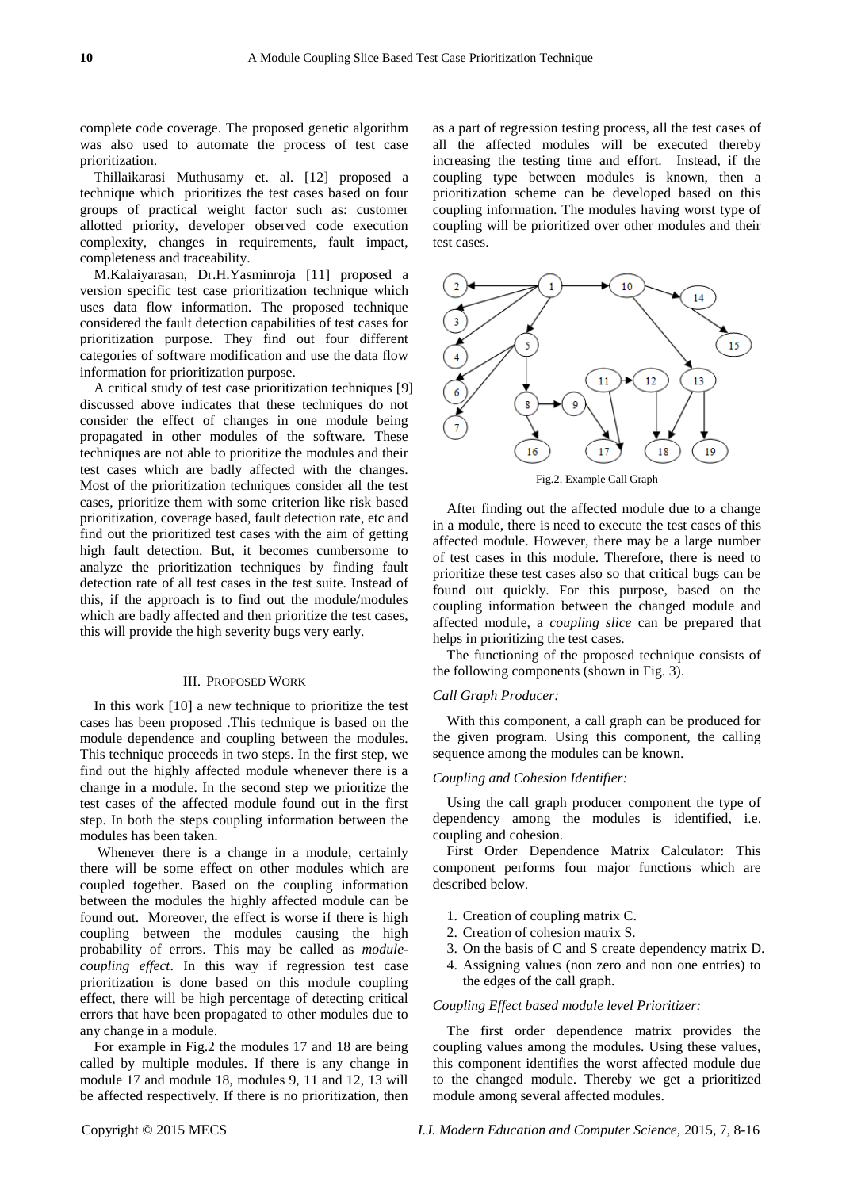complete code coverage. The proposed genetic algorithm was also used to automate the process of test case prioritization.

Thillaikarasi Muthusamy et. al. [12] proposed a technique which prioritizes the test cases based on four groups of practical weight factor such as: customer allotted priority, developer observed code execution complexity, changes in requirements, fault impact, completeness and traceability.

M.Kalaiyarasan, Dr.H.Yasminroja [11] proposed a version specific test case prioritization technique which uses data flow information. The proposed technique considered the fault detection capabilities of test cases for prioritization purpose. They find out four different categories of software modification and use the data flow information for prioritization purpose.

A critical study of test case prioritization techniques [9] discussed above indicates that these techniques do not consider the effect of changes in one module being propagated in other modules of the software. These techniques are not able to prioritize the modules and their test cases which are badly affected with the changes. Most of the prioritization techniques consider all the test cases, prioritize them with some criterion like risk based prioritization, coverage based, fault detection rate, etc and find out the prioritized test cases with the aim of getting high fault detection. But, it becomes cumbersome to analyze the prioritization techniques by finding fault detection rate of all test cases in the test suite. Instead of this, if the approach is to find out the module/modules which are badly affected and then prioritize the test cases, this will provide the high severity bugs very early.

## III. Proposed Work

In this work [10] a new technique to prioritize the test cases has been proposed .This technique is based on the module dependence and coupling between the modules. This technique proceeds in two steps. In the first step, we find out the highly affected module whenever there is a change in a module. In the second step we prioritize the test cases of the affected module found out in the first step. In both the steps coupling information between the modules has been taken.

Whenever there is a change in a module, certainly there will be some effect on other modules which are coupled together. Based on the coupling information between the modules the highly affected module can be found out. Moreover, the effect is worse if there is high coupling between the modules causing the high probability of errors. This may be called as *module-coupling effect*. In this way if regression test case prioritization is done based on this module coupling effect, there will be high percentage of detecting critical errors that have been propagated to other modules due to any change in a module.

For example in Fig.2 the modules 17 and 18 are being called by multiple modules. If there is any change in module 17 and module 18, modules 9, 11 and 12, 13 will be affected respectively. If there is no prioritization, then as a part of regression testing process, all the test cases of all the affected modules will be executed thereby increasing the testing time and effort. Instead, if the coupling type between modules is known, then a prioritization scheme can be developed based on this coupling information. The modules having worst type of coupling will be prioritized over other modules and their test cases.

Fig.2. Example Call Graph

After finding out the affected module due to a change in a module, there is need to execute the test cases of this affected module. However, there may be a large number of test cases in this module. Therefore, there is need to prioritize these test cases also so that critical bugs can be found out quickly. For this purpose, based on the coupling information between the changed module and affected module, a *coupling slice* can be prepared that helps in prioritizing the test cases.

The functioning of the proposed technique consists of the following components (shown in Fig. 3).

*Call Graph Producer:*

With this component, a call graph can be produced for the given program. Using this component, the calling sequence among the modules can be known.

*Coupling and Cohesion Identifier:*

Using the call graph producer component the type of dependency among the modules is identified, i.e. coupling and cohesion.

First Order Dependence Matrix Calculator: This component performs four major functions which are described below.

1. Creation of coupling matrix C.
2. Creation of cohesion matrix S.
3. On the basis of C and S create dependency matrix D.
4. Assigning values (non zero and non one entries) to the edges of the call graph.

*Coupling Effect based module level Prioritizer:*

The first order dependence matrix provides the coupling values among the modules. Using these values, this component identifies the worst affected module due to the changed module. Thereby we get a prioritized module among several affected modules.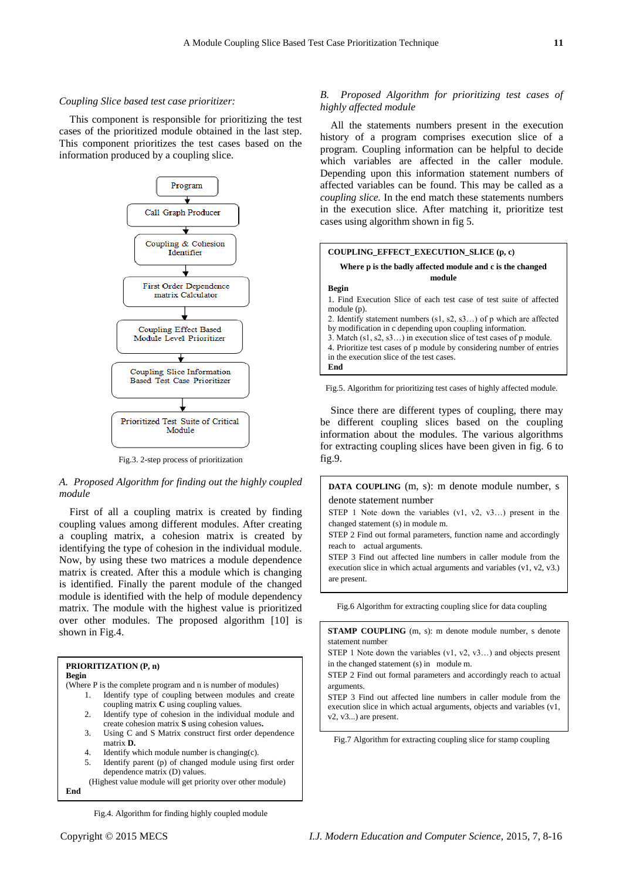*Coupling Slice based test case prioritizer:*

This component is responsible for prioritizing the test cases of the prioritized module obtained in the last step. This component prioritizes the test cases based on the information produced by a coupling slice.

Program → Call Graph Producer → Coupling & Cohesion Identifier → First Order Dependence matrix Calculator → Coupling Effect Based Module Level Prioritizer → Coupling Slice Information Based Test Case Prioritizer → Prioritized Test Suite of Critical Module

Fig.3. 2-step process of prioritization

### *A. Proposed Algorithm for finding out the highly coupled module*

First of all a coupling matrix is created by finding coupling values among different modules. After creating a coupling matrix, a cohesion matrix is created by identifying the type of cohesion in the individual module. Now, by using these two matrices a module dependence matrix is created. After this a module which is changing is identified. Finally the parent module of the changed module is identified with the help of module dependency matrix. The module with the highest value is prioritized over other modules. The proposed algorithm [10] is shown in Fig.4.

**PRIORITIZATION (P, n)**
**Begin**
(Where P is the complete program and n is number of modules)

1. Identify type of coupling between modules and create coupling matrix **C** using coupling values.
2. Identify type of cohesion in the individual module and create cohesion matrix **S** using cohesion values**.**
3. Using C and S Matrix construct first order dependence matrix **D.**
4. Identify which module number is changing(c).
5. Identify parent (p) of changed module using first order dependence matrix (D) values.

(Highest value module will get priority over other module)
**End**

Fig.4. Algorithm for finding highly coupled module

### *B. Proposed Algorithm for prioritizing test cases of highly affected module*

All the statements numbers present in the execution history of a program comprises execution slice of a program. Coupling information can be helpful to decide which variables are affected in the caller module. Depending upon this information statement numbers of affected variables can be found. This may be called as a *coupling slice*. In the end match these statements numbers in the execution slice. After matching it, prioritize test cases using algorithm shown in fig 5.

**COUPLING_EFFECT_EXECUTION_SLICE (p, c)**
**Where p is the badly affected module and c is the changed module**
**Begin**
1. Find Execution Slice of each test case of test suite of affected module (p).
2. Identify statement numbers (s1, s2, s3…) of p which are affected by modification in c depending upon coupling information.
3. Match (s1, s2, s3…) in execution slice of test cases of p module.
4. Prioritize test cases of p module by considering number of entries in the execution slice of the test cases.
**End**

Fig.5. Algorithm for prioritizing test cases of highly affected module.

Since there are different types of coupling, there may be different coupling slices based on the coupling information about the modules. The various algorithms for extracting coupling slices have been given in fig. 6 to fig.9.

**DATA COUPLING** (m, s): m denote module number, s denote statement number
STEP 1 Note down the variables (v1, v2, v3…) present in the changed statement (s) in module m.
STEP 2 Find out formal parameters, function name and accordingly reach to actual arguments.
STEP 3 Find out affected line numbers in caller module from the execution slice in which actual arguments and variables (v1, v2, v3.) are present.

Fig.6 Algorithm for extracting coupling slice for data coupling

**STAMP COUPLING** (m, s): m denote module number, s denote statement number
STEP 1 Note down the variables (v1, v2, v3…) and objects present in the changed statement (s) in module m.
STEP 2 Find out formal parameters and accordingly reach to actual arguments.
STEP 3 Find out affected line numbers in caller module from the execution slice in which actual arguments, objects and variables (v1, v2, v3…) are present.

Fig.7 Algorithm for extracting coupling slice for stamp coupling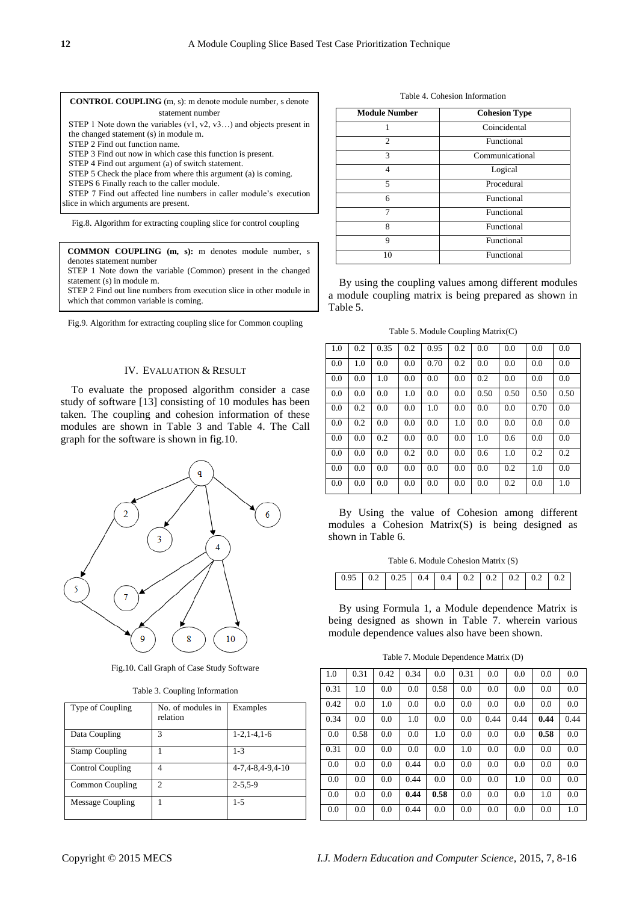**CONTROL COUPLING** (m, s): m denote module number, s denote statement number

STEP 1 Note down the variables (v1, v2, v3…) and objects present in the changed statement (s) in module m.
STEP 2 Find out function name.
STEP 3 Find out now in which case this function is present.
STEP 4 Find out argument (a) of switch statement.
STEP 5 Check the place from where this argument (a) is coming.
STEPS 6 Finally reach to the caller module.
STEP 7 Find out affected line numbers in caller module's execution slice in which arguments are present.

Fig.8. Algorithm for extracting coupling slice for control coupling

**COMMON COUPLING (m, s):** m denotes module number, s denotes statement number
STEP 1 Note down the variable (Common) present in the changed statement (s) in module m.
STEP 2 Find out line numbers from execution slice in other module in which that common variable is coming.

Fig.9. Algorithm for extracting coupling slice for Common coupling

## IV. Evaluation & Result

To evaluate the proposed algorithm consider a case study of software [13] consisting of 10 modules has been taken. The coupling and cohesion information of these modules are shown in Table 3 and Table 4. The Call graph for the software is shown in fig.10.

Fig.10. Call Graph of Case Study Software

Table 3. Coupling Information

| Type of Coupling | No. of modules in relation | Examples |
|---|---|---|
| Data Coupling | 3 | 1-2,1-4,1-6 |
| Stamp Coupling | 1 | 1-3 |
| Control Coupling | 4 | 4-7,4-8,4-9,4-10 |
| Common Coupling | 2 | 2-5,5-9 |
| Message Coupling | 1 | 1-5 |

Table 4. Cohesion Information

| Module Number | Cohesion Type |
|---|---|
| 1 | Coincidental |
| 2 | Functional |
| 3 | Communicational |
| 4 | Logical |
| 5 | Procedural |
| 6 | Functional |
| 7 | Functional |
| 8 | Functional |
| 9 | Functional |
| 10 | Functional |

By using the coupling values among different modules a module coupling matrix is being prepared as shown in Table 5.

Table 5. Module Coupling Matrix(C)

| | | | | | | | | | |
|---|---|---|---|---|---|---|---|---|---|
| 1.0 | 0.2 | 0.35 | 0.2 | 0.95 | 0.2 | 0.0 | 0.0 | 0.0 | 0.0 |
| 0.0 | 1.0 | 0.0 | 0.0 | 0.70 | 0.2 | 0.0 | 0.0 | 0.0 | 0.0 |
| 0.0 | 0.0 | 1.0 | 0.0 | 0.0 | 0.0 | 0.2 | 0.0 | 0.0 | 0.0 |
| 0.0 | 0.0 | 0.0 | 1.0 | 0.0 | 0.0 | 0.50 | 0.50 | 0.50 | 0.50 |
| 0.0 | 0.2 | 0.0 | 0.0 | 1.0 | 0.0 | 0.0 | 0.0 | 0.70 | 0.0 |
| 0.0 | 0.2 | 0.0 | 0.0 | 0.0 | 1.0 | 0.0 | 0.0 | 0.0 | 0.0 |
| 0.0 | 0.0 | 0.2 | 0.0 | 0.0 | 0.0 | 1.0 | 0.6 | 0.0 | 0.0 |
| 0.0 | 0.0 | 0.0 | 0.2 | 0.0 | 0.0 | 0.6 | 1.0 | 0.2 | 0.2 |
| 0.0 | 0.0 | 0.0 | 0.0 | 0.0 | 0.0 | 0.0 | 0.2 | 1.0 | 0.0 |
| 0.0 | 0.0 | 0.0 | 0.0 | 0.0 | 0.0 | 0.0 | 0.2 | 0.0 | 1.0 |

By Using the value of Cohesion among different modules a Cohesion Matrix(S) is being designed as shown in Table 6.

Table 6. Module Cohesion Matrix (S)

| | | | | | | | | | |
|---|---|---|---|---|---|---|---|---|---|
| 0.95 | 0.2 | 0.25 | 0.4 | 0.4 | 0.2 | 0.2 | 0.2 | 0.2 | 0.2 |

By using Formula 1, a Module dependence Matrix is being designed as shown in Table 7. wherein various module dependence values also have been shown.

Table 7. Module Dependence Matrix (D)

| | | | | | | | | | |
|---|---|---|---|---|---|---|---|---|---|
| 1.0 | 0.31 | 0.42 | 0.34 | 0.0 | 0.31 | 0.0 | 0.0 | 0.0 | 0.0 |
| 0.31 | 1.0 | 0.0 | 0.0 | 0.58 | 0.0 | 0.0 | 0.0 | 0.0 | 0.0 |
| 0.42 | 0.0 | 1.0 | 0.0 | 0.0 | 0.0 | 0.0 | 0.0 | 0.0 | 0.0 |
| 0.34 | 0.0 | 0.0 | 1.0 | 0.0 | 0.0 | 0.44 | 0.44 | **0.44** | 0.44 |
| 0.0 | 0.58 | 0.0 | 0.0 | 1.0 | 0.0 | 0.0 | 0.0 | **0.58** | 0.0 |
| 0.31 | 0.0 | 0.0 | 0.0 | 0.0 | 1.0 | 0.0 | 0.0 | 0.0 | 0.0 |
| 0.0 | 0.0 | 0.0 | 0.44 | 0.0 | 0.0 | 0.0 | 0.0 | 0.0 | 0.0 |
| 0.0 | 0.0 | 0.0 | 0.44 | 0.0 | 0.0 | 0.0 | 1.0 | 0.0 | 0.0 |
| 0.0 | 0.0 | 0.0 | **0.44** | **0.58** | 0.0 | 0.0 | 0.0 | 1.0 | 0.0 |
| 0.0 | 0.0 | 0.0 | 0.44 | 0.0 | 0.0 | 0.0 | 0.0 | 0.0 | 1.0 |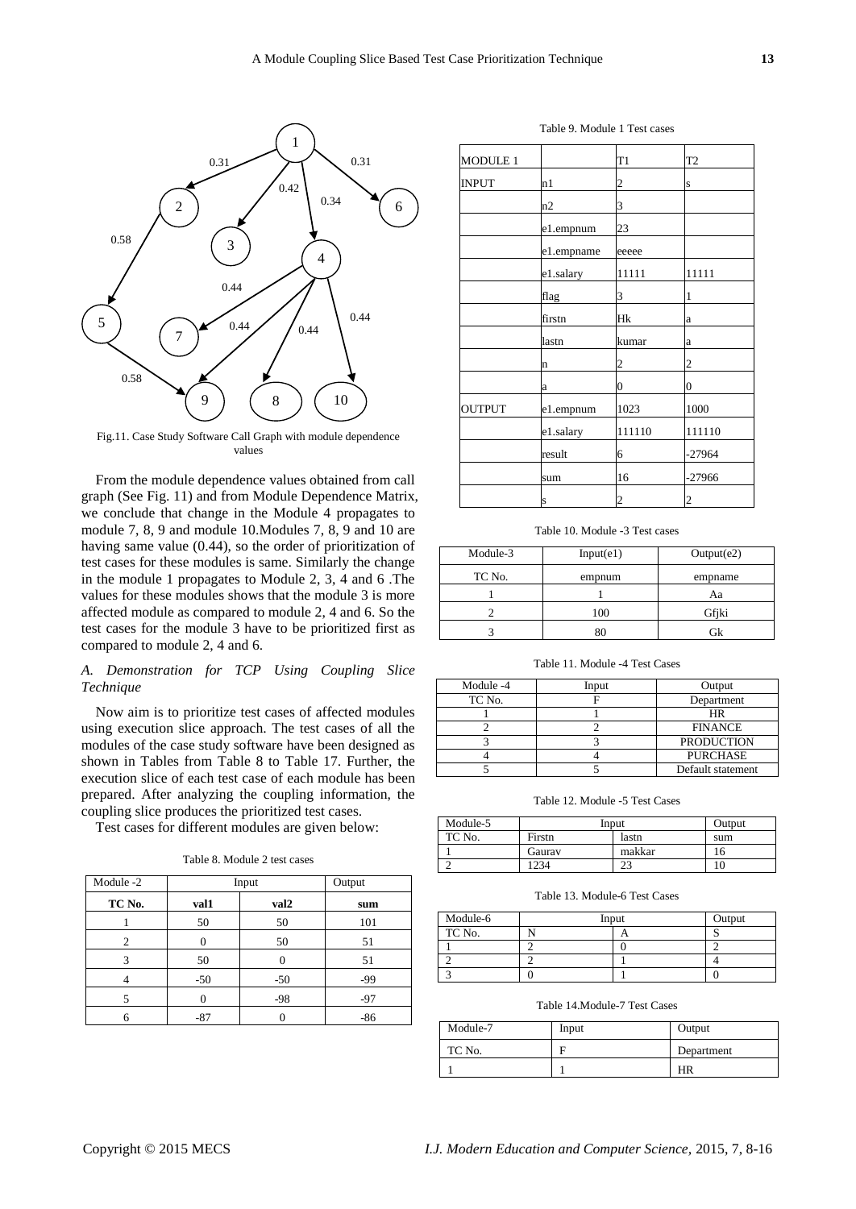Fig.11. Case Study Software Call Graph with module dependence values

From the module dependence values obtained from call graph (See Fig. 11) and from Module Dependence Matrix, we conclude that change in the Module 4 propagates to module 7, 8, 9 and module 10.Modules 7, 8, 9 and 10 are having same value (0.44), so the order of prioritization of test cases for these modules is same. Similarly the change in the module 1 propagates to Module 2, 3, 4 and 6 .The values for these modules shows that the module 3 is more affected module as compared to module 2, 4 and 6. So the test cases for the module 3 have to be prioritized first as compared to module 2, 4 and 6.

### *A. Demonstration for TCP Using Coupling Slice Technique*

Now aim is to prioritize test cases of affected modules using execution slice approach. The test cases of all the modules of the case study software have been designed as shown in Tables from Table 8 to Table 17. Further, the execution slice of each test case of each module has been prepared. After analyzing the coupling information, the coupling slice produces the prioritized test cases.

Test cases for different modules are given below:

Table 8. Module 2 test cases

| Module -2 | Input | | Output |
|---|---|---|---|
| **TC No.** | **val1** | **val2** | **sum** |
| 1 | 50 | 50 | 101 |
| 2 | 0 | 50 | 51 |
| 3 | 50 | 0 | 51 |
| 4 | -50 | -50 | -99 |
| 5 | 0 | -98 | -97 |
| 6 | -87 | 0 | -86 |

Table 9. Module 1 Test cases

| MODULE 1 | | T1 | T2 |
|---|---|---|---|
| INPUT | n1 | 2 | s |
| | n2 | 3 | |
| | e1.empnum | 23 | |
| | e1.empname | eeeee | |
| | e1.salary | 11111 | 11111 |
| | flag | 3 | 1 |
| | firstn | Hk | a |
| | lastn | kumar | a |
| | n | 2 | 2 |
| | a | 0 | 0 |
| OUTPUT | e1.empnum | 1023 | 1000 |
| | e1.salary | 111110 | 111110 |
| | result | 6 | -27964 |
| | sum | 16 | -27966 |
| | s | 2 | 2 |

Table 10. Module -3 Test cases

| Module-3 | Input(e1) | Output(e2) |
|---|---|---|
| TC No. | empnum | empname |
| 1 | 1 | Aa |
| 2 | 100 | Gfjki |
| 3 | 80 | Gk |

Table 11. Module -4 Test Cases

| Module -4 | Input | Output |
|---|---|---|
| TC No. | F | Department |
| 1 | 1 | HR |
| 2 | 2 | FINANCE |
| 3 | 3 | PRODUCTION |
| 4 | 4 | PURCHASE |
| 5 | 5 | Default statement |

Table 12. Module -5 Test Cases

| Module-5 | Input | | Output |
|---|---|---|---|
| TC No. | Firstn | lastn | sum |
| 1 | Gaurav | makkar | 16 |
| 2 | 1234 | 23 | 10 |

Table 13. Module-6 Test Cases

| Module-6 | Input | | Output |
|---|---|---|---|
| TC No. | N | A | S |
| 1 | 2 | 0 | 2 |
| 2 | 2 | 1 | 4 |
| 3 | 0 | 1 | 0 |

Table 14.Module-7 Test Cases

| Module-7 | Input | Output |
|---|---|---|
| TC No. | F | Department |
| 1 | 1 | HR |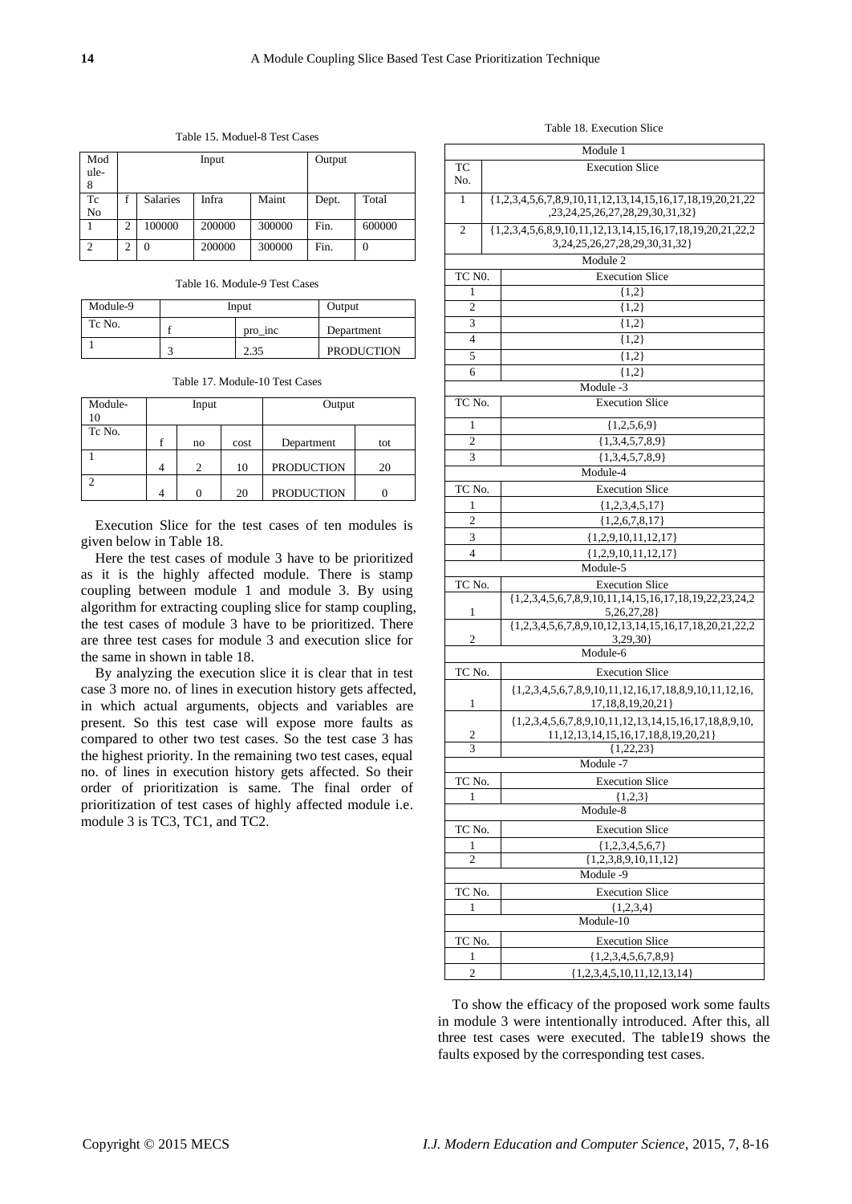Table 15. Moduel-8 Test Cases

| Module-8 | Input | | | | Output | |
|---|---|---|---|---|---|---|
| Tc No | f | Salaries | Infra | Maint | Dept. | Total |
| 1 | 2 | 100000 | 200000 | 300000 | Fin. | 600000 |
| 2 | 2 | 0 | 200000 | 300000 | Fin. | 0 |

Table 16. Module-9 Test Cases

| Module-9 | Input | | Output |
|---|---|---|---|
| Tc No. | f | pro_inc | Department |
| 1 | 3 | 2.35 | PRODUCTION |

Table 17. Module-10 Test Cases

| Module-10 | Input | | | Output | |
|---|---|---|---|---|---|
| Tc No. | f | no | cost | Department | tot |
| 1 | 4 | 2 | 10 | PRODUCTION | 20 |
| 2 | 4 | 0 | 20 | PRODUCTION | 0 |

Execution Slice for the test cases of ten modules is given below in Table 18.

Here the test cases of module 3 have to be prioritized as it is the highly affected module. There is stamp coupling between module 1 and module 3. By using algorithm for extracting coupling slice for stamp coupling, the test cases of module 3 have to be prioritized. There are three test cases for module 3 and execution slice for the same in shown in table 18.

By analyzing the execution slice it is clear that in test case 3 more no. of lines in execution history gets affected, in which actual arguments, objects and variables are present. So this test case will expose more faults as compared to other two test cases. So the test case 3 has the highest priority. In the remaining two test cases, equal no. of lines in execution history gets affected. So their order of prioritization is same. The final order of prioritization of test cases of highly affected module i.e. module 3 is TC3, TC1, and TC2.

Table 18. Execution Slice

| TC No. | Execution Slice |
|---|---|
| **Module 1** | |
| 1 | {1,2,3,4,5,6,7,8,9,10,11,12,13,14,15,16,17,18,19,20,21,22,23,24,25,26,27,28,29,30,31,32} |
| 2 | {1,2,3,4,5,6,8,9,10,11,12,13,14,15,16,17,18,19,20,21,22,23,24,25,26,27,28,29,30,31,32} |
| **Module 2** | |
| 1 | {1,2} |
| 2 | {1,2} |
| 3 | {1,2} |
| 4 | {1,2} |
| 5 | {1,2} |
| 6 | {1,2} |
| **Module -3** | |
| 1 | {1,2,5,6,9} |
| 2 | {1,3,4,5,7,8,9} |
| 3 | {1,3,4,5,7,8,9} |
| **Module-4** | |
| 1 | {1,2,3,4,5,17} |
| 2 | {1,2,6,7,8,17} |
| 3 | {1,2,9,10,11,12,17} |
| 4 | {1,2,9,10,11,12,17} |
| **Module-5** | |
| 1 | {1,2,3,4,5,6,7,8,9,10,11,14,15,16,17,18,19,22,23,24,25,26,27,28} |
| 2 | {1,2,3,4,5,6,7,8,9,10,12,13,14,15,16,17,18,20,21,22,23,29,30} |
| **Module-6** | |
| 1 | {1,2,3,4,5,6,7,8,9,10,11,12,16,17,18,8,9,10,11,12,16,17,18,8,19,20,21} |
| 2 | {1,2,3,4,5,6,7,8,9,10,11,12,13,14,15,16,17,18,8,9,10,11,12,13,14,15,16,17,18,8,19,20,21} |
| 3 | {1,22,23} |
| **Module -7** | |
| 1 | {1,2,3} |
| **Module-8** | |
| 1 | {1,2,3,4,5,6,7} |
| 2 | {1,2,3,8,9,10,11,12} |
| **Module -9** | |
| 1 | {1,2,3,4} |
| **Module-10** | |
| 1 | {1,2,3,4,5,6,7,8,9} |
| 2 | {1,2,3,4,5,10,11,12,13,14} |

To show the efficacy of the proposed work some faults in module 3 were intentionally introduced. After this, all three test cases were executed. The table19 shows the faults exposed by the corresponding test cases.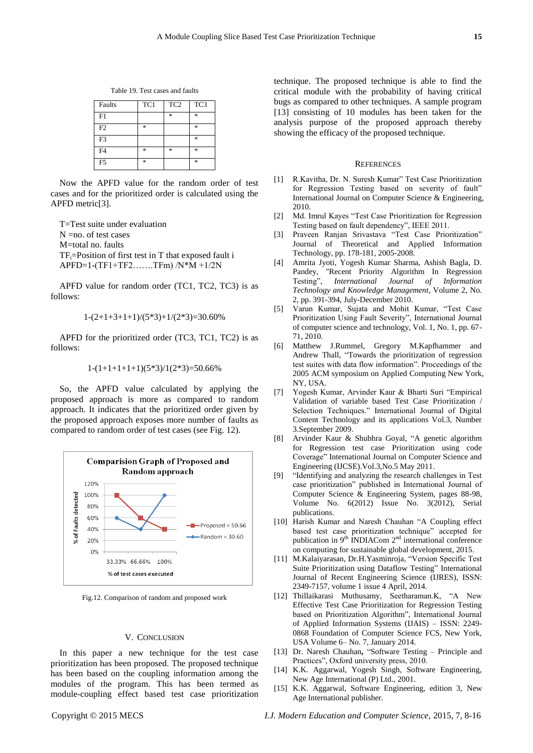Table 19. Test cases and faults

| Faults | TC1 | TC2 | TC3 |
|---|---|---|---|
| F1 | | * | * |
| F2 | * | | * |
| F3 | | | * |
| F4 | * | * | * |
| F5 | * | | * |

Now the APFD value for the random order of test cases and for the prioritized order is calculated using the APFD metric[3].

T=Test suite under evaluation
N =no. of test cases
M=total no. faults
$TF_i$=Position of first test in T that exposed fault i
APFD=1-(TF1+TF2…….TFm) /N*M +1/2N

APFD value for random order (TC1, TC2, TC3) is as follows:

$$1\text{-}(2+1+3+1+1)/(5*3)+1/(2*3)=30.60\%$$

APFD for the prioritized order (TC3, TC1, TC2) is as follows:

$$1\text{-}(1+1+1+1+1)(5*3)/1(2*3)=50.66\%$$

So, the APFD value calculated by applying the proposed approach is more as compared to random approach. It indicates that the prioritized order given by the proposed approach exposes more number of faults as compared to random order of test cases (see Fig. 12).

Fig.12. Comparison of random and proposed work

## V. Conclusion

In this paper a new technique for the test case prioritization has been proposed. The proposed technique has been based on the coupling information among the modules of the program. This has been termed as module-coupling effect based test case prioritization technique. The proposed technique is able to find the critical module with the probability of having critical bugs as compared to other techniques. A sample program [13] consisting of 10 modules has been taken for the analysis purpose of the proposed approach thereby showing the efficacy of the proposed technique.

## References

[1] R.Kavitha, Dr. N. Suresh Kumar" Test Case Prioritization for Regression Testing based on severity of fault" International Journal on Computer Science & Engineering, 2010.

[2] Md. Imrul Kayes "Test Case Prioritization for Regression Testing based on fault dependency", IEEE 2011.

[3] Praveen Ranjan Srivastava "Test Case Prioritization" Journal of Theoretical and Applied Information Technology, pp. 178-181, 2005-2008.

[4] Amrita Jyoti, Yogesh Kumar Sharma, Ashish Bagla, D. Pandey, "Recent Priority Algorithm In Regression Testing", *International Journal of Information Technology and Knowledge Management*, Volume 2, No. 2, pp. 391-394, July-December 2010.

[5] Varun Kumar, Sujata and Mohit Kumar, "Test Case Prioritization Using Fault Severity", International Journal of computer science and technology, Vol. 1, No. 1, pp. 67-71, 2010.

[6] Matthew J.Rummel, Gregory M.Kapfhammer and Andrew Thall, "Towards the prioritization of regression test suites with data flow information". Proceedings of the 2005 ACM symposium on Applied Computing New York, NY, USA.

[7] Yogesh Kumar, Arvinder Kaur & Bharti Suri "Empirical Validation of variable based Test Case Prioritization / Selection Techniques." International Journal of Digital Content Technology and its applications Vol.3, Number 3.September 2009.

[8] Arvinder Kaur & Shubhra Goyal, "A genetic algorithm for Regression test case Prioritization using code Coverage" International Journal on Computer Science and Engineering (IJCSE).Vol.3,No.5 May 2011.

[9] "Identifying and analyzing the research challenges in Test case prioritization" published in International Journal of Computer Science & Engineering System, pages 88-98, Volume No. 6(2012) Issue No. 3(2012), Serial publications.

[10] Harish Kumar and Naresh Chauhan "A Coupling effect based test case prioritization technique" accepted for publication in 9th INDIACom 2nd international conference on computing for sustainable global development, 2015.

[11] M.Kalaiyarasan, Dr.H.Yasminroja, "Version Specific Test Suite Prioritization using Dataflow Testing" International Journal of Recent Engineering Science (IJRES), ISSN: 2349-7157, volume 1 issue 4 April, 2014.

[12] Thillaikarasi Muthusamy, Seetharaman.K, "A New Effective Test Case Prioritization for Regression Testing based on Prioritization Algorithm", International Journal of Applied Information Systems (IJAIS) – ISSN: 2249-0868 Foundation of Computer Science FCS, New York, USA Volume 6– No. 7, January 2014.

[13] Dr. Naresh Chauhan**,** "Software Testing – Principle and Practices", Oxford university press, 2010.

[14] K.K. Aggarwal, Yogesh Singh, Software Engineering, New Age International (P) Ltd., 2001.

[15] K.K. Aggarwal, Software Engineering, edition 3, New Age International publisher.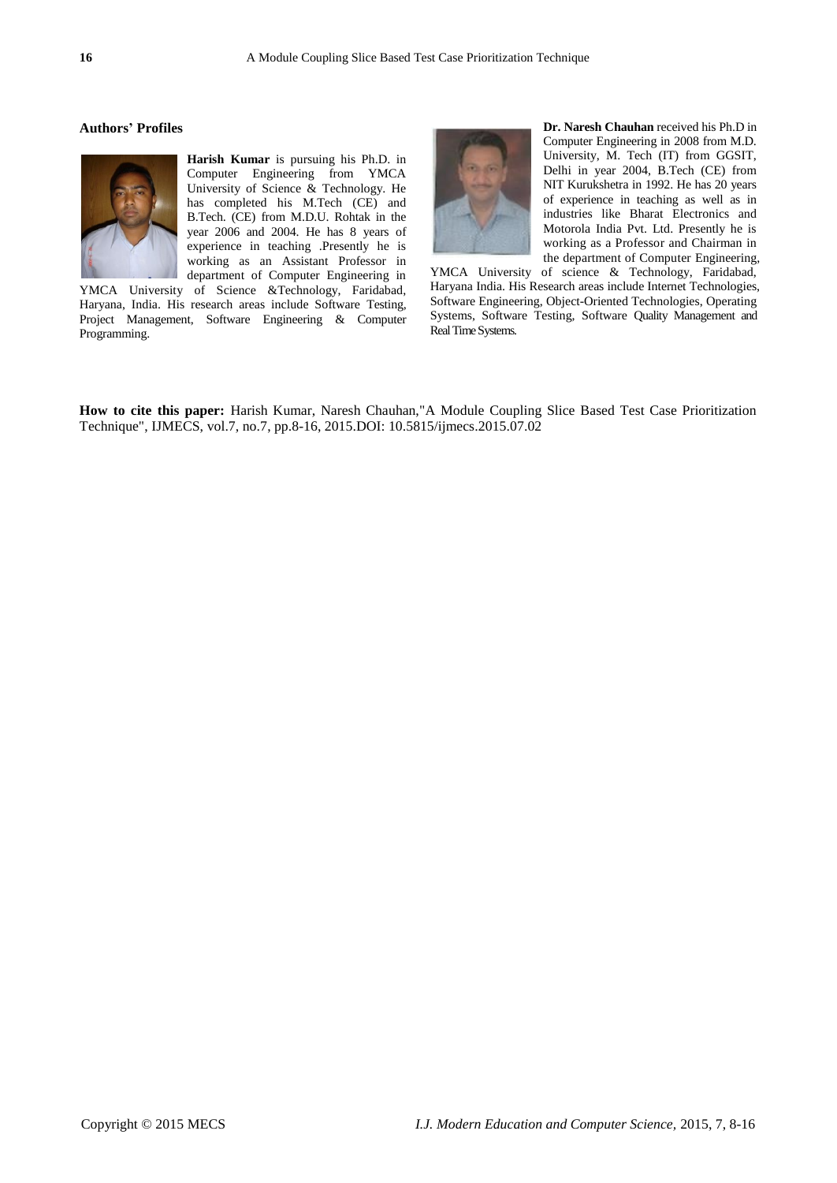**Authors' Profiles**

**Harish Kumar** is pursuing his Ph.D. in Computer Engineering from YMCA University of Science & Technology. He has completed his M.Tech (CE) and B.Tech. (CE) from M.D.U. Rohtak in the year 2006 and 2004. He has 8 years of experience in teaching .Presently he is working as an Assistant Professor in department of Computer Engineering in YMCA University of Science &Technology, Faridabad, Haryana, India. His research areas include Software Testing, Project Management, Software Engineering & Computer Programming.

**Dr. Naresh Chauhan** received his Ph.D in Computer Engineering in 2008 from M.D. University, M. Tech (IT) from GGSIT, Delhi in year 2004, B.Tech (CE) from NIT Kurukshetra in 1992. He has 20 years of experience in teaching as well as in industries like Bharat Electronics and Motorola India Pvt. Ltd. Presently he is working as a Professor and Chairman in the department of Computer Engineering, YMCA University of science & Technology, Faridabad, Haryana India. His Research areas include Internet Technologies, Software Engineering, Object-Oriented Technologies, Operating Systems, Software Testing, Software Quality Management and Real Time Systems.

**How to cite this paper:** Harish Kumar, Naresh Chauhan,"A Module Coupling Slice Based Test Case Prioritization Technique", IJMECS, vol.7, no.7, pp.8-16, 2015.DOI: 10.5815/ijmecs.2015.07.02